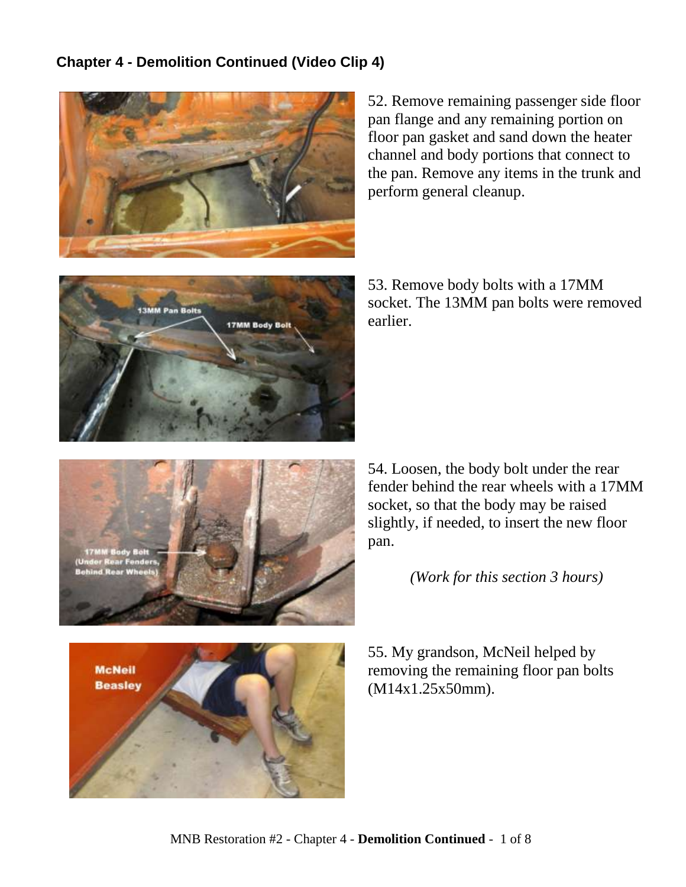## Chapter 4 - Demolition Continued (Video Clip 4)

52. Remove remaining passenger side floor pan flange and any remaining portion on floor pan gasket and sand down the heater channel and body portions that connect to the pan. Remove any items in the trunk and perform general cleanup.

53. Remove body bolts with a 17MM socket. The 13MM pan bolts were removed earlier.

54. Loosen, the body bolt under the rear fender behind the rear wheels with a 17MM socket, so that the body may be raised slightly, if needed, to insert the new floor pan.

*(Work for this section 3 hours)*

55. My grandson, McNeil helped by removing the remaining floor pan bolts (M14x1.25x50mm).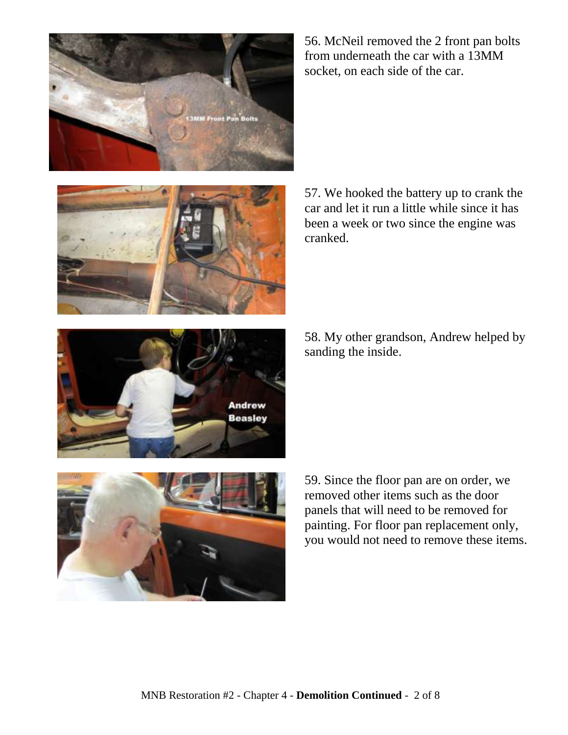56. McNeil removed the 2 front pan bolts from underneath the car with a 13MM socket, on each side of the car.

57. We hooked the battery up to crank the car and let it run a little while since it has been a week or two since the engine was cranked.

58. My other grandson, Andrew helped by sanding the inside.

59. Since the floor pan are on order, we removed other items such as the door panels that will need to be removed for painting. For floor pan replacement only, you would not need to remove these items.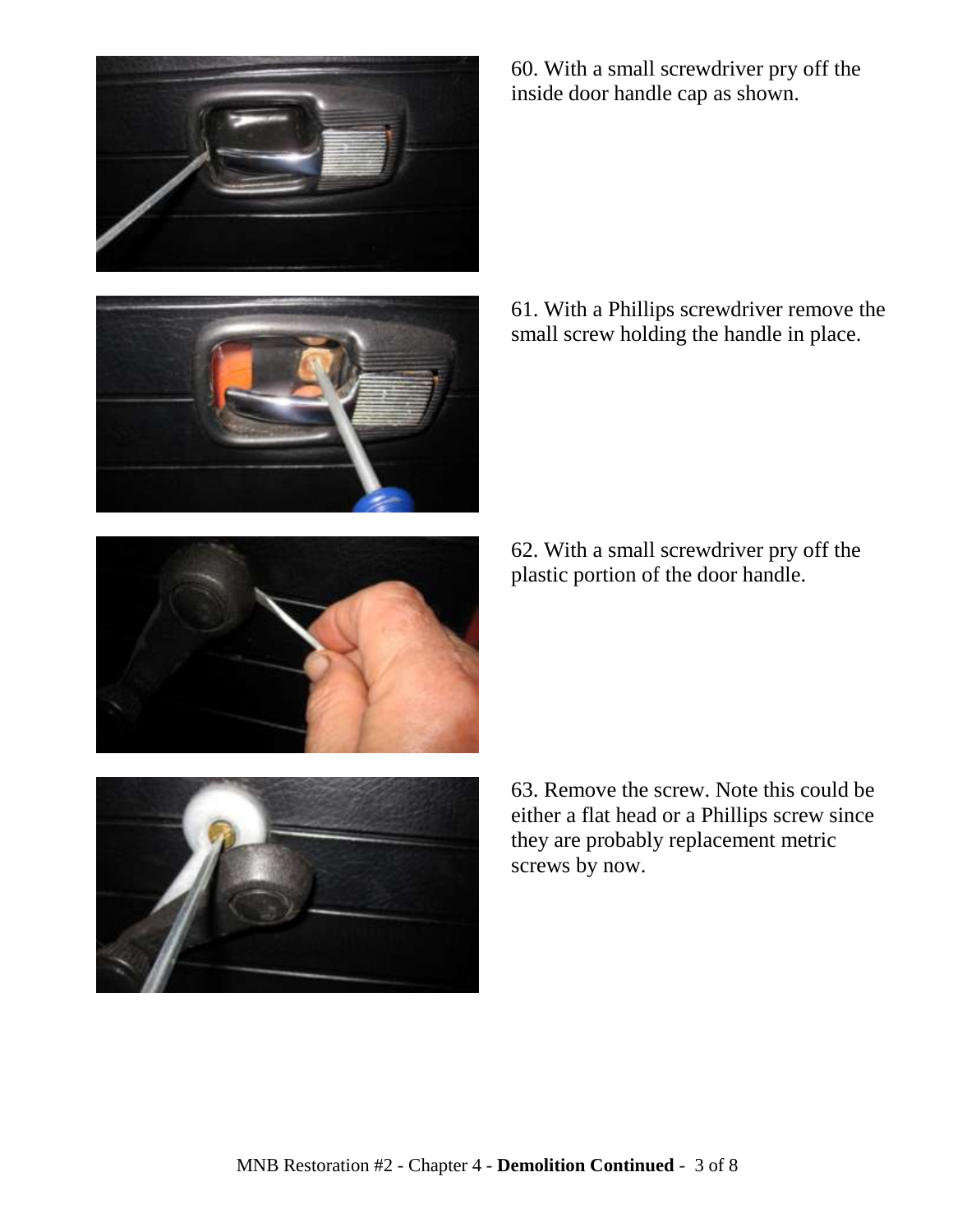60. With a small screwdriver pry off the inside door handle cap as shown.

61. With a Phillips screwdriver remove the small screw holding the handle in place.

62. With a small screwdriver pry off the plastic portion of the door handle.

63. Remove the screw. Note this could be either a flat head or a Phillips screw since they are probably replacement metric screws by now.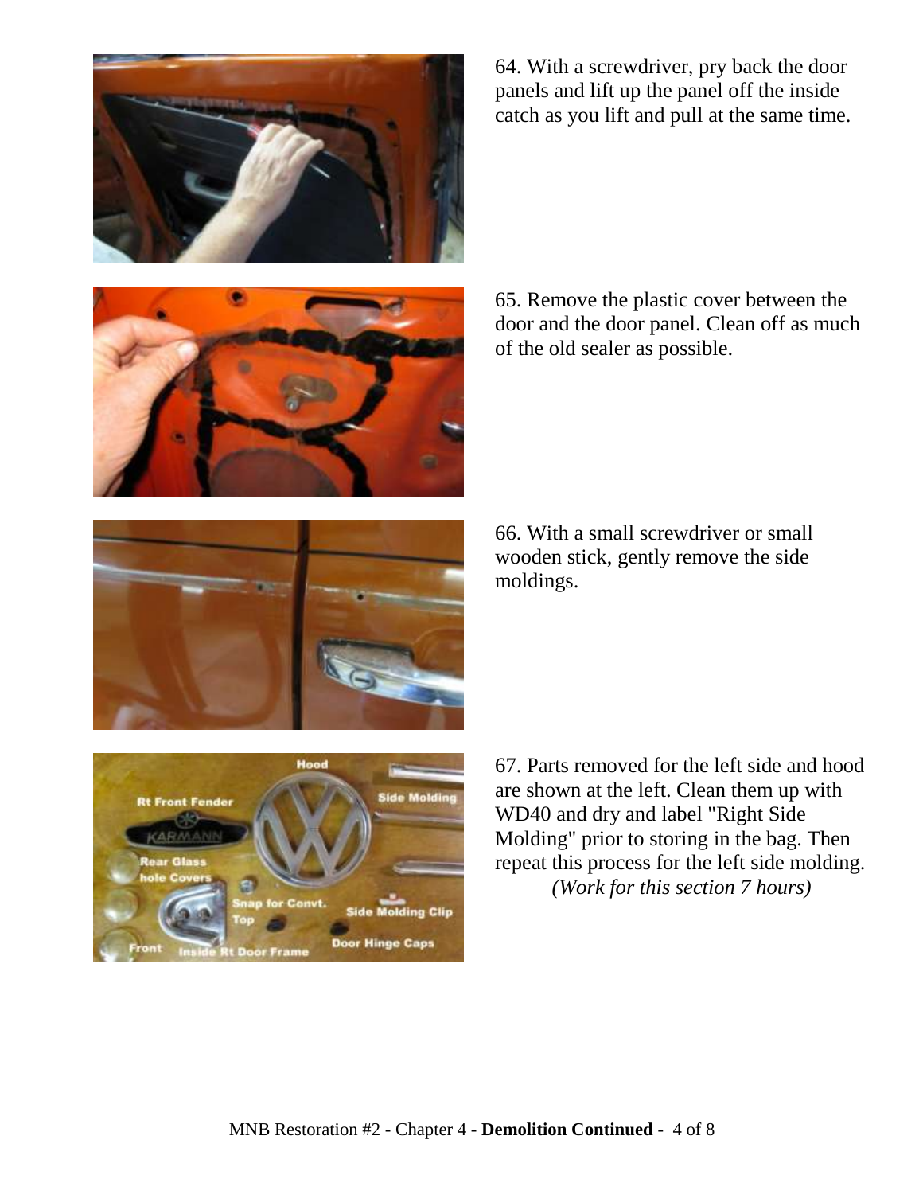64. With a screwdriver, pry back the door panels and lift up the panel off the inside catch as you lift and pull at the same time.

65. Remove the plastic cover between the door and the door panel. Clean off as much of the old sealer as possible.

66. With a small screwdriver or small wooden stick, gently remove the side moldings.

67. Parts removed for the left side and hood are shown at the left. Clean them up with WD40 and dry and label "Right Side Molding" prior to storing in the bag. Then repeat this process for the left side molding.

*(Work for this section 7 hours)*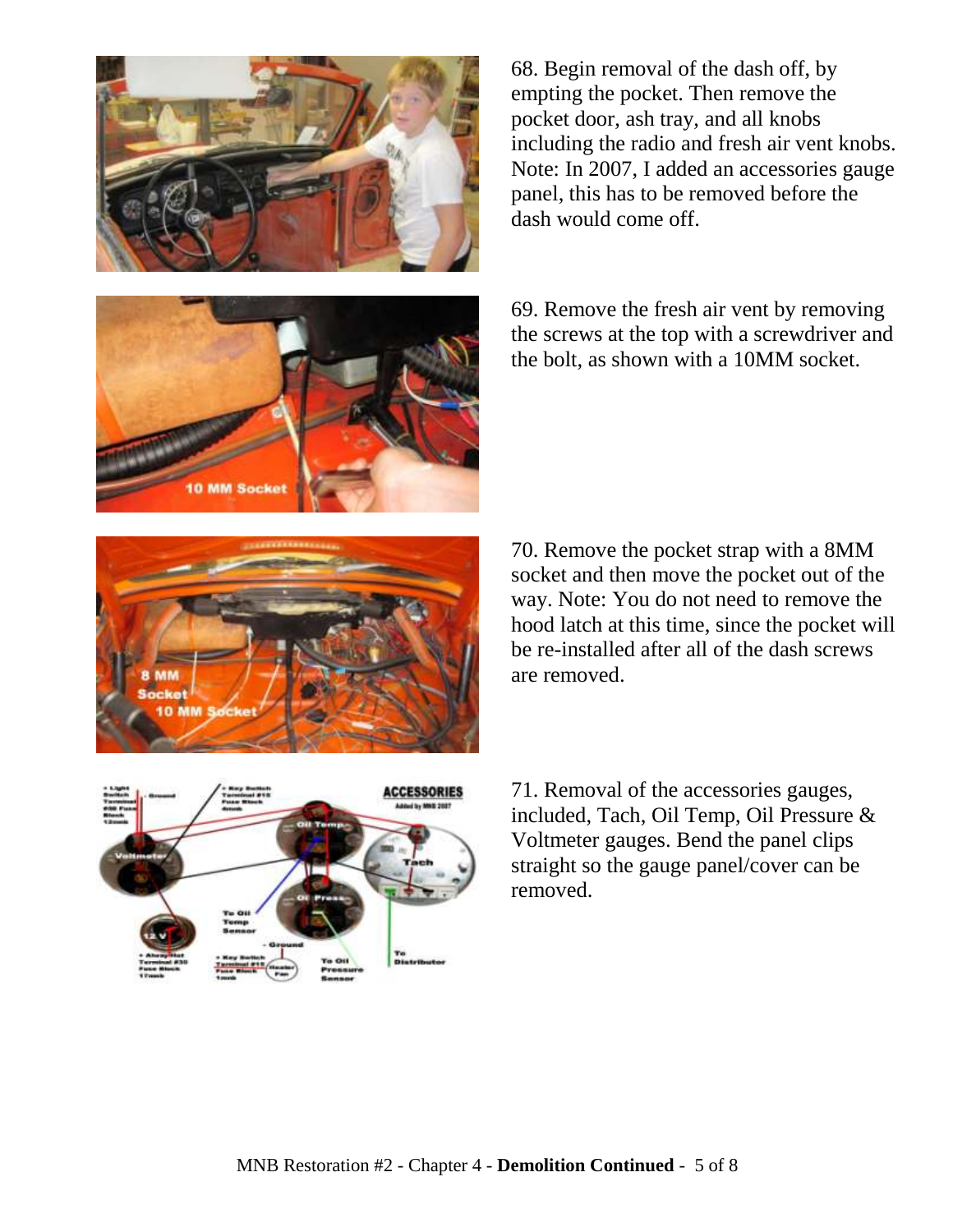68. Begin removal of the dash off, by empting the pocket. Then remove the pocket door, ash tray, and all knobs including the radio and fresh air vent knobs. Note: In 2007, I added an accessories gauge panel, this has to be removed before the dash would come off.

69. Remove the fresh air vent by removing the screws at the top with a screwdriver and the bolt, as shown with a 10MM socket.

70. Remove the pocket strap with a 8MM socket and then move the pocket out of the way. Note: You do not need to remove the hood latch at this time, since the pocket will be re-installed after all of the dash screws are removed.

71. Removal of the accessories gauges, included, Tach, Oil Temp, Oil Pressure & Voltmeter gauges. Bend the panel clips straight so the gauge panel/cover can be removed.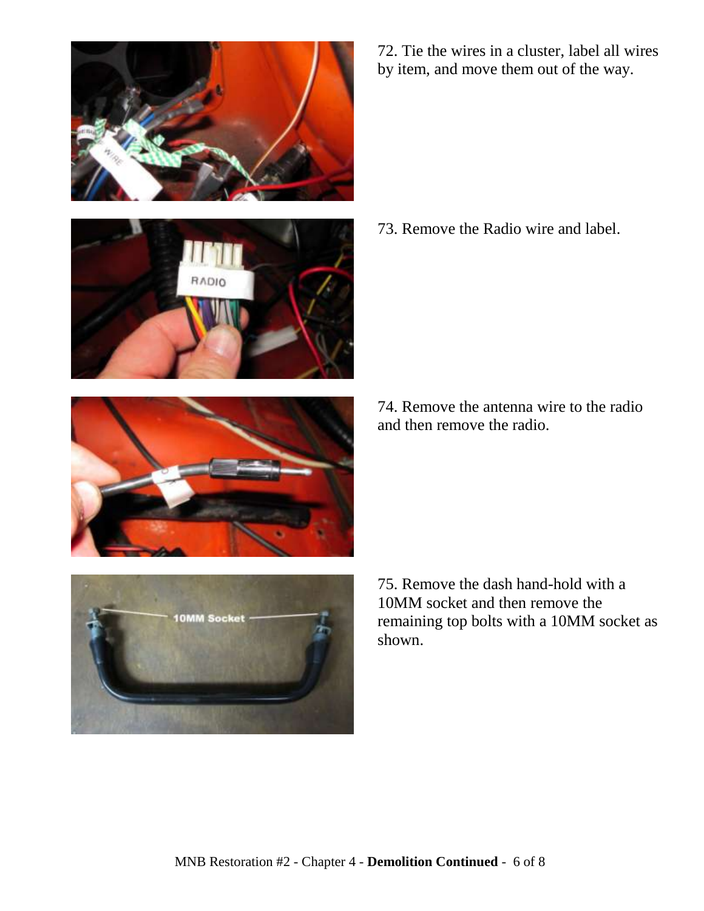72. Tie the wires in a cluster, label all wires by item, and move them out of the way.

73. Remove the Radio wire and label.

74. Remove the antenna wire to the radio and then remove the radio.

75. Remove the dash hand-hold with a 10MM socket and then remove the remaining top bolts with a 10MM socket as shown.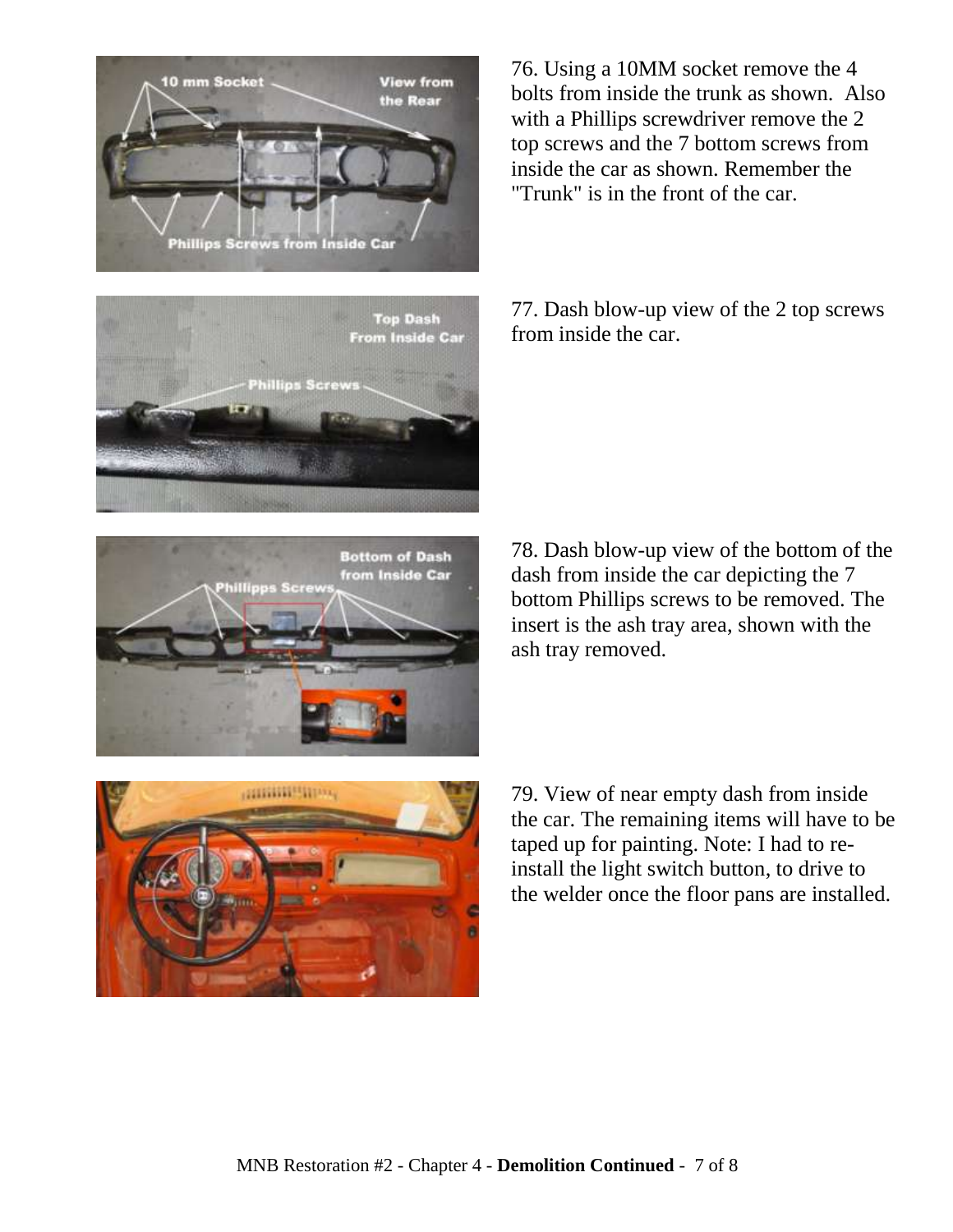76. Using a 10MM socket remove the 4 bolts from inside the trunk as shown. Also with a Phillips screwdriver remove the 2 top screws and the 7 bottom screws from inside the car as shown. Remember the "Trunk" is in the front of the car.

77. Dash blow-up view of the 2 top screws from inside the car.

78. Dash blow-up view of the bottom of the dash from inside the car depicting the 7 bottom Phillips screws to be removed. The insert is the ash tray area, shown with the ash tray removed.

79. View of near empty dash from inside the car. The remaining items will have to be taped up for painting. Note: I had to re-install the light switch button, to drive to the welder once the floor pans are installed.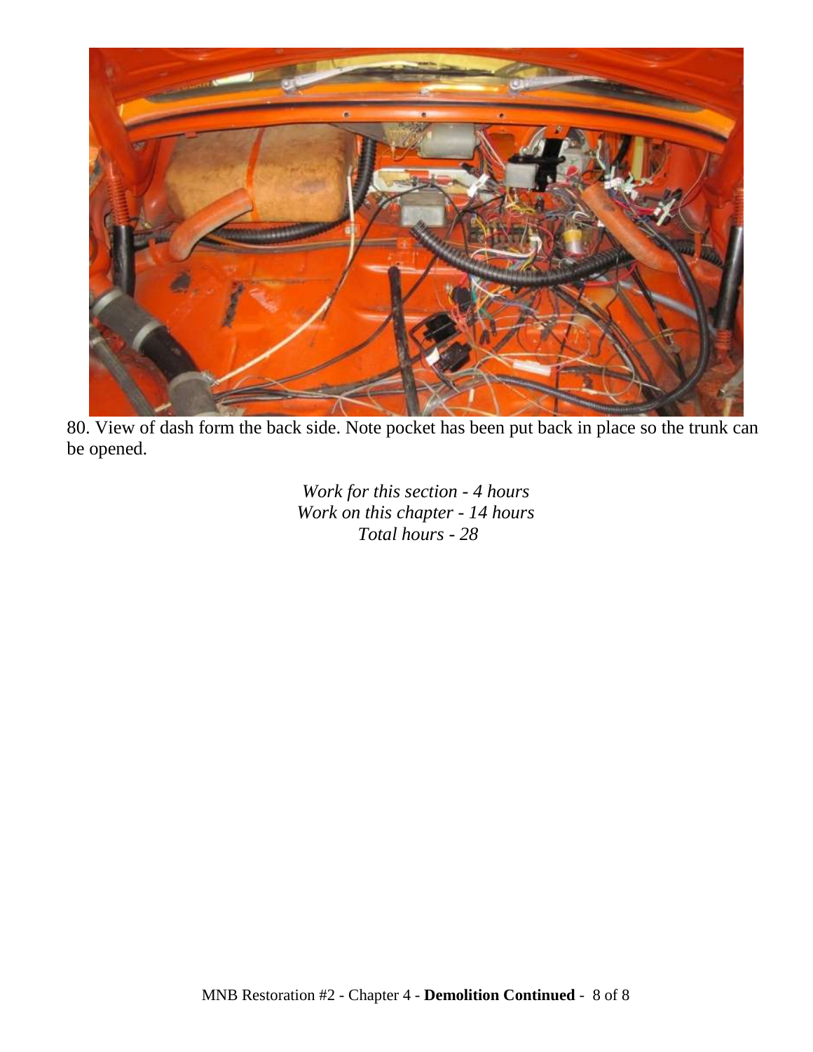80. View of dash form the back side. Note pocket has been put back in place so the trunk can be opened.

*Work for this section - 4 hours*
*Work on this chapter - 14 hours*
*Total hours - 28*